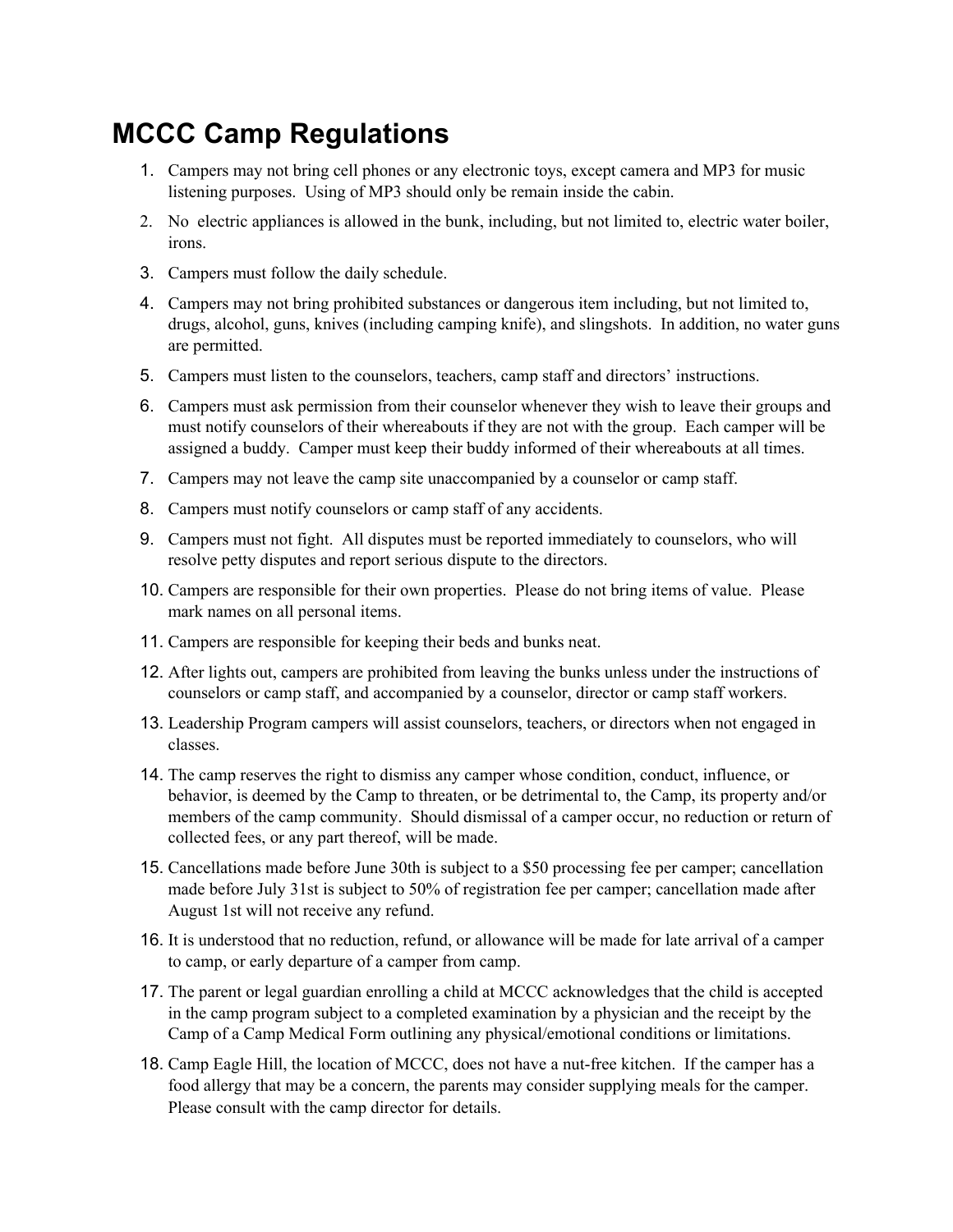# MCCC Camp Regulations

1. Campers may not bring cell phones or any electronic toys, except camera and MP3 for music listening purposes. Using of MP3 should only be remain inside the cabin.
2. No electric appliances is allowed in the bunk, including, but not limited to, electric water boiler, irons.
3. Campers must follow the daily schedule.
4. Campers may not bring prohibited substances or dangerous item including, but not limited to, drugs, alcohol, guns, knives (including camping knife), and slingshots. In addition, no water guns are permitted.
5. Campers must listen to the counselors, teachers, camp staff and directors' instructions.
6. Campers must ask permission from their counselor whenever they wish to leave their groups and must notify counselors of their whereabouts if they are not with the group. Each camper will be assigned a buddy. Camper must keep their buddy informed of their whereabouts at all times.
7. Campers may not leave the camp site unaccompanied by a counselor or camp staff.
8. Campers must notify counselors or camp staff of any accidents.
9. Campers must not fight. All disputes must be reported immediately to counselors, who will resolve petty disputes and report serious dispute to the directors.
10. Campers are responsible for their own properties. Please do not bring items of value. Please mark names on all personal items.
11. Campers are responsible for keeping their beds and bunks neat.
12. After lights out, campers are prohibited from leaving the bunks unless under the instructions of counselors or camp staff, and accompanied by a counselor, director or camp staff workers.
13. Leadership Program campers will assist counselors, teachers, or directors when not engaged in classes.
14. The camp reserves the right to dismiss any camper whose condition, conduct, influence, or behavior, is deemed by the Camp to threaten, or be detrimental to, the Camp, its property and/or members of the camp community. Should dismissal of a camper occur, no reduction or return of collected fees, or any part thereof, will be made.
15. Cancellations made before June 30th is subject to a $50 processing fee per camper; cancellation made before July 31st is subject to 50% of registration fee per camper; cancellation made after August 1st will not receive any refund.
16. It is understood that no reduction, refund, or allowance will be made for late arrival of a camper to camp, or early departure of a camper from camp.
17. The parent or legal guardian enrolling a child at MCCC acknowledges that the child is accepted in the camp program subject to a completed examination by a physician and the receipt by the Camp of a Camp Medical Form outlining any physical/emotional conditions or limitations.
18. Camp Eagle Hill, the location of MCCC, does not have a nut-free kitchen. If the camper has a food allergy that may be a concern, the parents may consider supplying meals for the camper. Please consult with the camp director for details.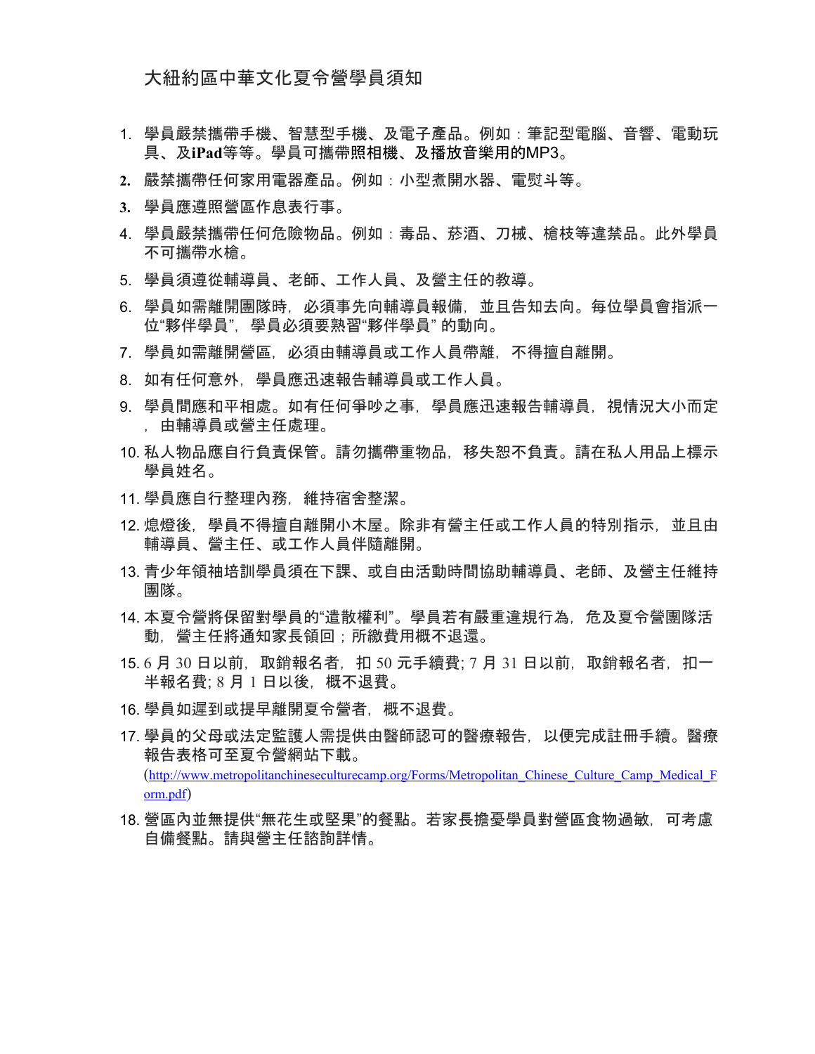# 大紐約區中華文化夏令營學員須知

1. 學員嚴禁攜帶手機、智慧型手機、及電子產品。例如：筆記型電腦、音響、電動玩具、及**iPad**等等。學員可攜帶照相機、及播放音樂用的MP3。
2. 嚴禁攜帶任何家用電器產品。例如：小型煮開水器、電熨斗等。
3. 學員應遵照營區作息表行事。
4. 學員嚴禁攜帶任何危險物品。例如：毒品、菸酒、刀械、槍枝等違禁品。此外學員不可攜帶水槍。
5. 學員須遵從輔導員、老師、工作人員、及營主任的教導。
6. 學員如需離開團隊時，必須事先向輔導員報備，並且告知去向。每位學員會指派一位"夥伴學員"，學員必須要熟習"夥伴學員" 的動向。
7. 學員如需離開營區，必須由輔導員或工作人員帶離，不得擅自離開。
8. 如有任何意外，學員應迅速報告輔導員或工作人員。
9. 學員間應和平相處。如有任何爭吵之事，學員應迅速報告輔導員，視情況大小而定，由輔導員或營主任處理。
10. 私人物品應自行負責保管。請勿攜帶重物品，移失恕不負責。請在私人用品上標示學員姓名。
11. 學員應自行整理內務，維持宿舍整潔。
12. 熄燈後，學員不得擅自離開小木屋。除非有營主任或工作人員的特別指示，並且由輔導員、營主任、或工作人員伴隨離開。
13. 青少年領袖培訓學員須在下課、或自由活動時間協助輔導員、老師、及營主任維持團隊。
14. 本夏令營將保留對學員的"遣散權利"。學員若有嚴重違規行為，危及夏令營團隊活動，營主任將通知家長領回；所繳費用概不退還。
15. 6 月 30 日以前，取銷報名者，扣 50 元手續費; 7 月 31 日以前，取銷報名者，扣一半報名費; 8 月 1 日以後，概不退費。
16. 學員如遲到或提早離開夏令營者，概不退費。
17. 學員的父母或法定監護人需提供由醫師認可的醫療報告，以便完成註冊手續。醫療報告表格可至夏令營網站下載。(http://www.metropolitanchineseculturecamp.org/Forms/Metropolitan_Chinese_Culture_Camp_Medical_Form.pdf)
18. 營區內並無提供"無花生或堅果"的餐點。若家長擔憂學員對營區食物過敏，可考慮自備餐點。請與營主任諮詢詳情。